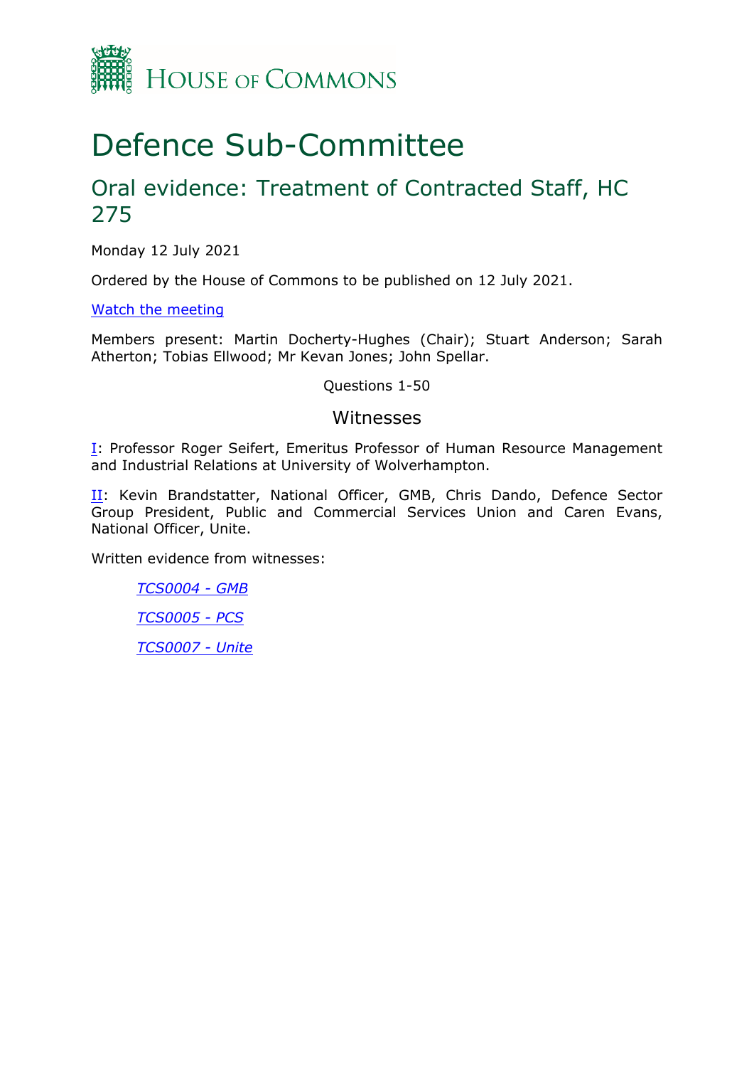HOUSE OF COMMONS

# Defence Sub-Committee

## Oral evidence: Treatment of Contracted Staff, HC 275

Monday 12 July 2021

Ordered by the House of Commons to be published on 12 July 2021.

[Watch the meeting](#)

Members present: Martin Docherty-Hughes (Chair); Stuart Anderson; Sarah Atherton; Tobias Ellwood; Mr Kevan Jones; John Spellar.

Questions 1-50

### Witnesses

[I](#): Professor Roger Seifert, Emeritus Professor of Human Resource Management and Industrial Relations at University of Wolverhampton.

[II](#): Kevin Brandstatter, National Officer, GMB, Chris Dando, Defence Sector Group President, Public and Commercial Services Union and Caren Evans, National Officer, Unite.

Written evidence from witnesses:

*[TCS0004 - GMB](#)*

*[TCS0005 - PCS](#)*

*[TCS0007 - Unite](#)*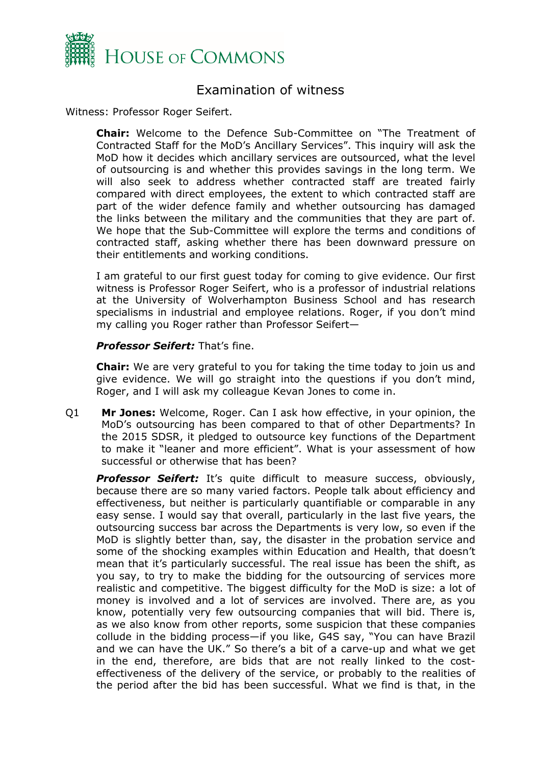# Examination of witness

Witness: Professor Roger Seifert.

**Chair:** Welcome to the Defence Sub-Committee on "The Treatment of Contracted Staff for the MoD's Ancillary Services". This inquiry will ask the MoD how it decides which ancillary services are outsourced, what the level of outsourcing is and whether this provides savings in the long term. We will also seek to address whether contracted staff are treated fairly compared with direct employees, the extent to which contracted staff are part of the wider defence family and whether outsourcing has damaged the links between the military and the communities that they are part of. We hope that the Sub-Committee will explore the terms and conditions of contracted staff, asking whether there has been downward pressure on their entitlements and working conditions.

I am grateful to our first guest today for coming to give evidence. Our first witness is Professor Roger Seifert, who is a professor of industrial relations at the University of Wolverhampton Business School and has research specialisms in industrial and employee relations. Roger, if you don't mind my calling you Roger rather than Professor Seifert—

***Professor Seifert:*** That's fine.

**Chair:** We are very grateful to you for taking the time today to join us and give evidence. We will go straight into the questions if you don't mind, Roger, and I will ask my colleague Kevan Jones to come in.

Q1 **Mr Jones:** Welcome, Roger. Can I ask how effective, in your opinion, the MoD's outsourcing has been compared to that of other Departments? In the 2015 SDSR, it pledged to outsource key functions of the Department to make it "leaner and more efficient". What is your assessment of how successful or otherwise that has been?

***Professor Seifert:*** It's quite difficult to measure success, obviously, because there are so many varied factors. People talk about efficiency and effectiveness, but neither is particularly quantifiable or comparable in any easy sense. I would say that overall, particularly in the last five years, the outsourcing success bar across the Departments is very low, so even if the MoD is slightly better than, say, the disaster in the probation service and some of the shocking examples within Education and Health, that doesn't mean that it's particularly successful. The real issue has been the shift, as you say, to try to make the bidding for the outsourcing of services more realistic and competitive. The biggest difficulty for the MoD is size: a lot of money is involved and a lot of services are involved. There are, as you know, potentially very few outsourcing companies that will bid. There is, as we also know from other reports, some suspicion that these companies collude in the bidding process—if you like, G4S say, "You can have Brazil and we can have the UK." So there's a bit of a carve-up and what we get in the end, therefore, are bids that are not really linked to the cost-effectiveness of the delivery of the service, or probably to the realities of the period after the bid has been successful. What we find is that, in the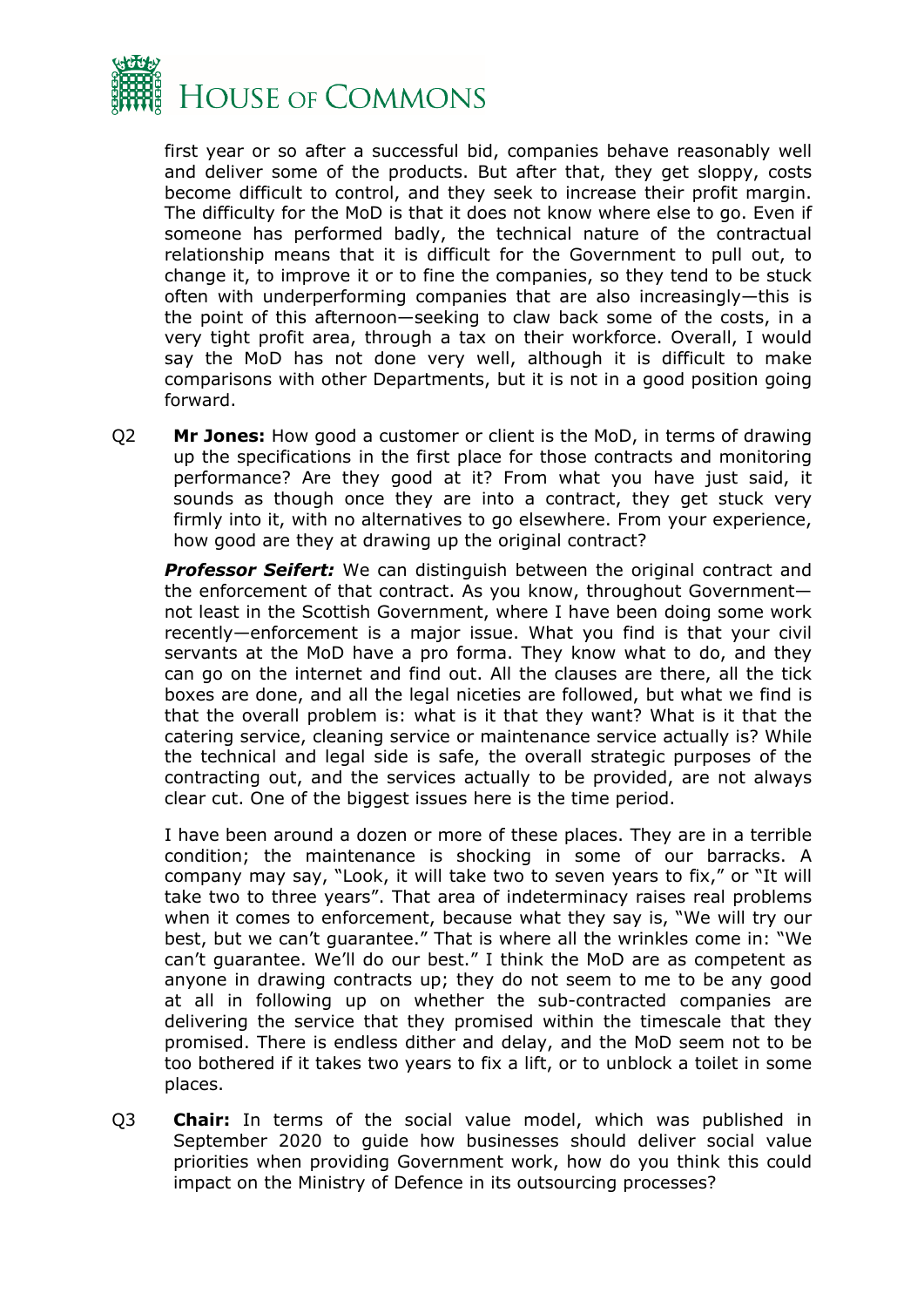first year or so after a successful bid, companies behave reasonably well and deliver some of the products. But after that, they get sloppy, costs become difficult to control, and they seek to increase their profit margin. The difficulty for the MoD is that it does not know where else to go. Even if someone has performed badly, the technical nature of the contractual relationship means that it is difficult for the Government to pull out, to change it, to improve it or to fine the companies, so they tend to be stuck often with underperforming companies that are also increasingly—this is the point of this afternoon—seeking to claw back some of the costs, in a very tight profit area, through a tax on their workforce. Overall, I would say the MoD has not done very well, although it is difficult to make comparisons with other Departments, but it is not in a good position going forward.

Q2 **Mr Jones:** How good a customer or client is the MoD, in terms of drawing up the specifications in the first place for those contracts and monitoring performance? Are they good at it? From what you have just said, it sounds as though once they are into a contract, they get stuck very firmly into it, with no alternatives to go elsewhere. From your experience, how good are they at drawing up the original contract?

***Professor Seifert:*** We can distinguish between the original contract and the enforcement of that contract. As you know, throughout Government—not least in the Scottish Government, where I have been doing some work recently—enforcement is a major issue. What you find is that your civil servants at the MoD have a pro forma. They know what to do, and they can go on the internet and find out. All the clauses are there, all the tick boxes are done, and all the legal niceties are followed, but what we find is that the overall problem is: what is it that they want? What is it that the catering service, cleaning service or maintenance service actually is? While the technical and legal side is safe, the overall strategic purposes of the contracting out, and the services actually to be provided, are not always clear cut. One of the biggest issues here is the time period.

I have been around a dozen or more of these places. They are in a terrible condition; the maintenance is shocking in some of our barracks. A company may say, "Look, it will take two to seven years to fix," or "It will take two to three years". That area of indeterminacy raises real problems when it comes to enforcement, because what they say is, "We will try our best, but we can't guarantee." That is where all the wrinkles come in: "We can't guarantee. We'll do our best." I think the MoD are as competent as anyone in drawing contracts up; they do not seem to me to be any good at all in following up on whether the sub-contracted companies are delivering the service that they promised within the timescale that they promised. There is endless dither and delay, and the MoD seem not to be too bothered if it takes two years to fix a lift, or to unblock a toilet in some places.

Q3 **Chair:** In terms of the social value model, which was published in September 2020 to guide how businesses should deliver social value priorities when providing Government work, how do you think this could impact on the Ministry of Defence in its outsourcing processes?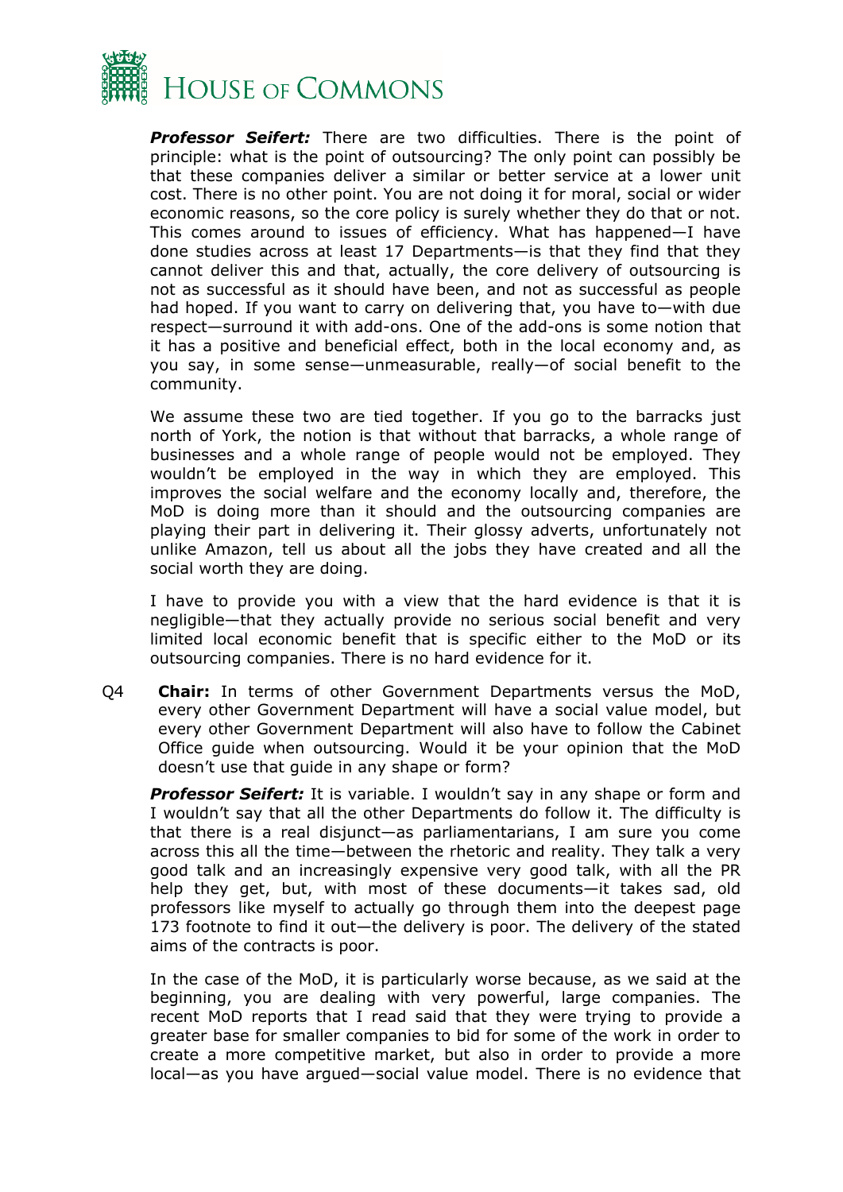***Professor Seifert:*** There are two difficulties. There is the point of principle: what is the point of outsourcing? The only point can possibly be that these companies deliver a similar or better service at a lower unit cost. There is no other point. You are not doing it for moral, social or wider economic reasons, so the core policy is surely whether they do that or not. This comes around to issues of efficiency. What has happened—I have done studies across at least 17 Departments—is that they find that they cannot deliver this and that, actually, the core delivery of outsourcing is not as successful as it should have been, and not as successful as people had hoped. If you want to carry on delivering that, you have to—with due respect—surround it with add-ons. One of the add-ons is some notion that it has a positive and beneficial effect, both in the local economy and, as you say, in some sense—unmeasurable, really—of social benefit to the community.

We assume these two are tied together. If you go to the barracks just north of York, the notion is that without that barracks, a whole range of businesses and a whole range of people would not be employed. They wouldn't be employed in the way in which they are employed. This improves the social welfare and the economy locally and, therefore, the MoD is doing more than it should and the outsourcing companies are playing their part in delivering it. Their glossy adverts, unfortunately not unlike Amazon, tell us about all the jobs they have created and all the social worth they are doing.

I have to provide you with a view that the hard evidence is that it is negligible—that they actually provide no serious social benefit and very limited local economic benefit that is specific either to the MoD or its outsourcing companies. There is no hard evidence for it.

Q4 **Chair:** In terms of other Government Departments versus the MoD, every other Government Department will have a social value model, but every other Government Department will also have to follow the Cabinet Office guide when outsourcing. Would it be your opinion that the MoD doesn't use that guide in any shape or form?

***Professor Seifert:*** It is variable. I wouldn't say in any shape or form and I wouldn't say that all the other Departments do follow it. The difficulty is that there is a real disjunct—as parliamentarians, I am sure you come across this all the time—between the rhetoric and reality. They talk a very good talk and an increasingly expensive very good talk, with all the PR help they get, but, with most of these documents—it takes sad, old professors like myself to actually go through them into the deepest page 173 footnote to find it out—the delivery is poor. The delivery of the stated aims of the contracts is poor.

In the case of the MoD, it is particularly worse because, as we said at the beginning, you are dealing with very powerful, large companies. The recent MoD reports that I read said that they were trying to provide a greater base for smaller companies to bid for some of the work in order to create a more competitive market, but also in order to provide a more local—as you have argued—social value model. There is no evidence that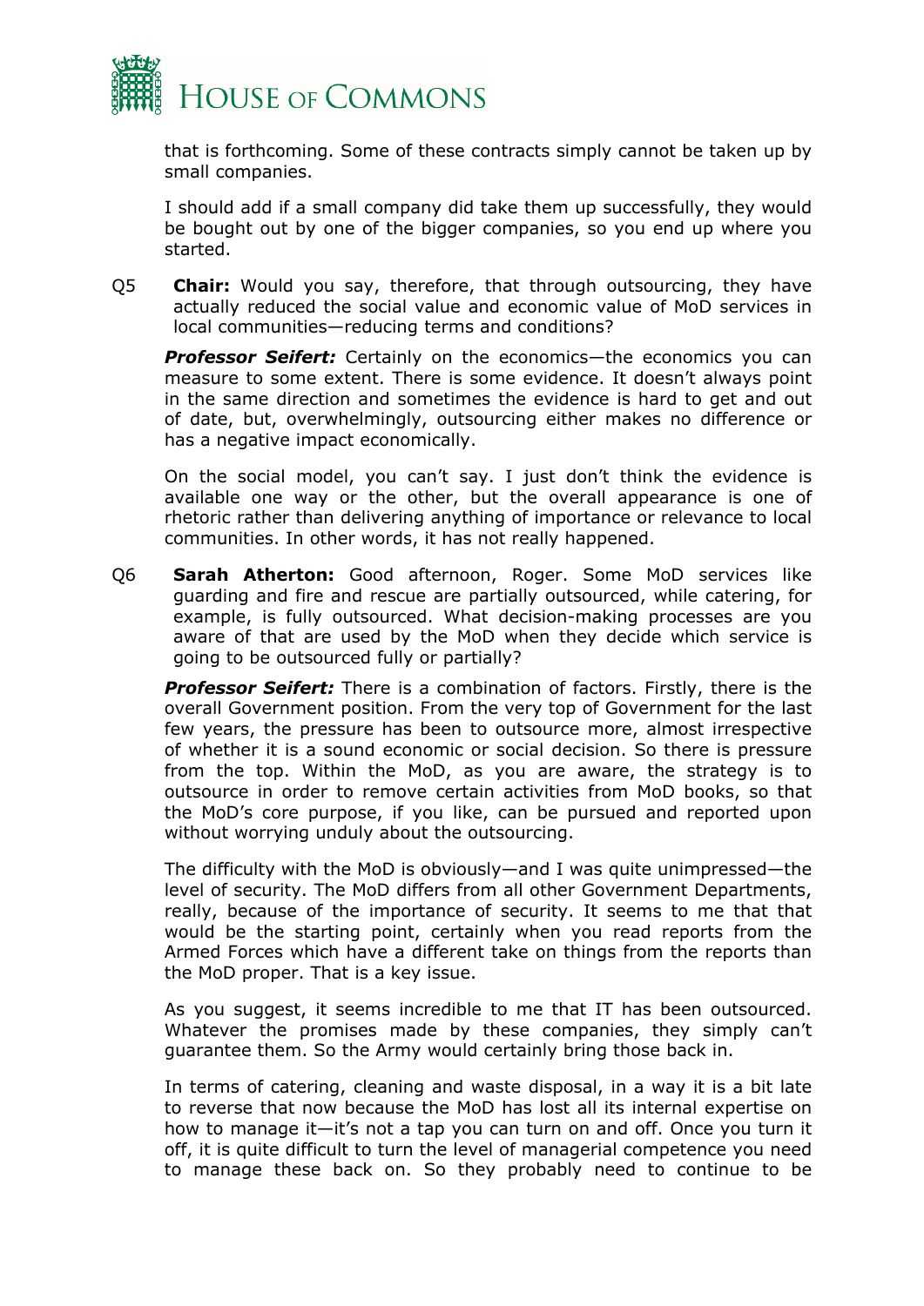that is forthcoming. Some of these contracts simply cannot be taken up by small companies.

I should add if a small company did take them up successfully, they would be bought out by one of the bigger companies, so you end up where you started.

Q5 **Chair:** Would you say, therefore, that through outsourcing, they have actually reduced the social value and economic value of MoD services in local communities—reducing terms and conditions?

***Professor Seifert:*** Certainly on the economics—the economics you can measure to some extent. There is some evidence. It doesn't always point in the same direction and sometimes the evidence is hard to get and out of date, but, overwhelmingly, outsourcing either makes no difference or has a negative impact economically.

On the social model, you can't say. I just don't think the evidence is available one way or the other, but the overall appearance is one of rhetoric rather than delivering anything of importance or relevance to local communities. In other words, it has not really happened.

Q6 **Sarah Atherton:** Good afternoon, Roger. Some MoD services like guarding and fire and rescue are partially outsourced, while catering, for example, is fully outsourced. What decision-making processes are you aware of that are used by the MoD when they decide which service is going to be outsourced fully or partially?

***Professor Seifert:*** There is a combination of factors. Firstly, there is the overall Government position. From the very top of Government for the last few years, the pressure has been to outsource more, almost irrespective of whether it is a sound economic or social decision. So there is pressure from the top. Within the MoD, as you are aware, the strategy is to outsource in order to remove certain activities from MoD books, so that the MoD's core purpose, if you like, can be pursued and reported upon without worrying unduly about the outsourcing.

The difficulty with the MoD is obviously—and I was quite unimpressed—the level of security. The MoD differs from all other Government Departments, really, because of the importance of security. It seems to me that that would be the starting point, certainly when you read reports from the Armed Forces which have a different take on things from the reports than the MoD proper. That is a key issue.

As you suggest, it seems incredible to me that IT has been outsourced. Whatever the promises made by these companies, they simply can't guarantee them. So the Army would certainly bring those back in.

In terms of catering, cleaning and waste disposal, in a way it is a bit late to reverse that now because the MoD has lost all its internal expertise on how to manage it—it's not a tap you can turn on and off. Once you turn it off, it is quite difficult to turn the level of managerial competence you need to manage these back on. So they probably need to continue to be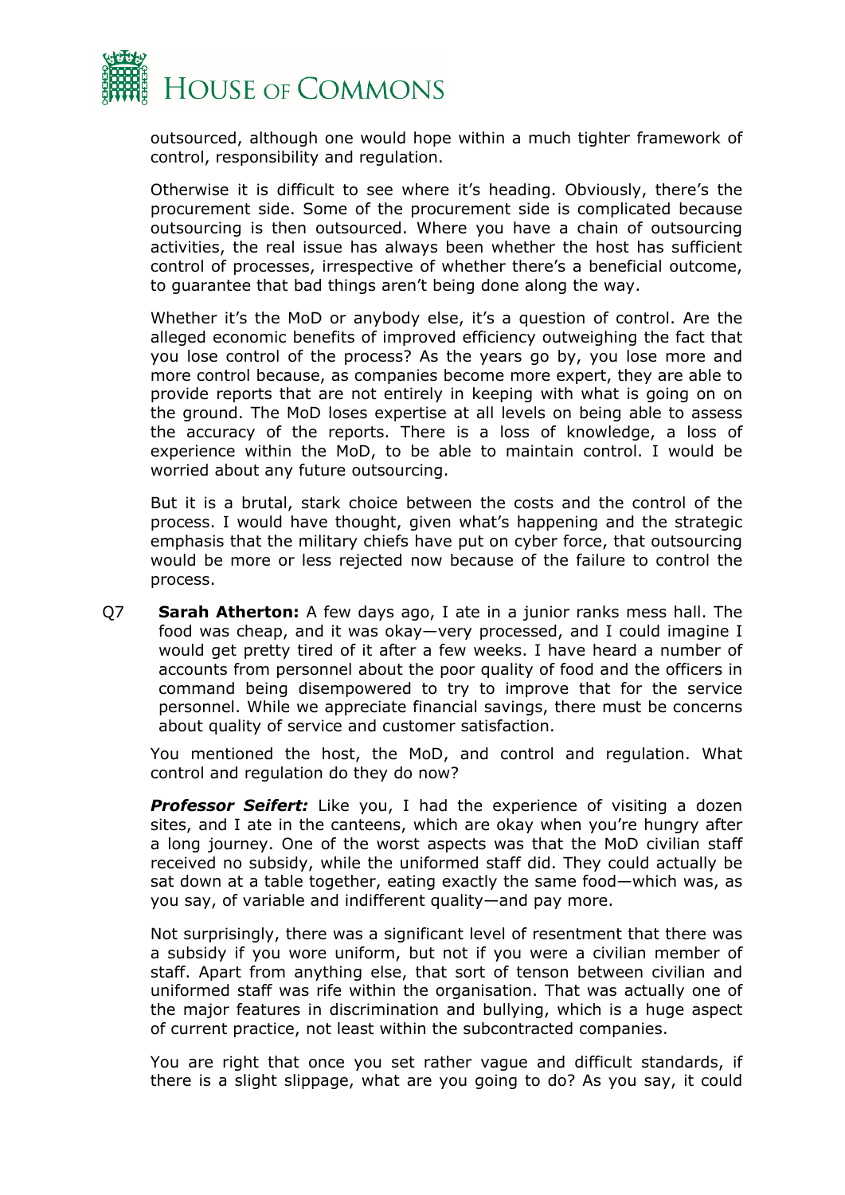outsourced, although one would hope within a much tighter framework of control, responsibility and regulation.

Otherwise it is difficult to see where it's heading. Obviously, there's the procurement side. Some of the procurement side is complicated because outsourcing is then outsourced. Where you have a chain of outsourcing activities, the real issue has always been whether the host has sufficient control of processes, irrespective of whether there's a beneficial outcome, to guarantee that bad things aren't being done along the way.

Whether it's the MoD or anybody else, it's a question of control. Are the alleged economic benefits of improved efficiency outweighing the fact that you lose control of the process? As the years go by, you lose more and more control because, as companies become more expert, they are able to provide reports that are not entirely in keeping with what is going on on the ground. The MoD loses expertise at all levels on being able to assess the accuracy of the reports. There is a loss of knowledge, a loss of experience within the MoD, to be able to maintain control. I would be worried about any future outsourcing.

But it is a brutal, stark choice between the costs and the control of the process. I would have thought, given what's happening and the strategic emphasis that the military chiefs have put on cyber force, that outsourcing would be more or less rejected now because of the failure to control the process.

Q7 **Sarah Atherton:** A few days ago, I ate in a junior ranks mess hall. The food was cheap, and it was okay—very processed, and I could imagine I would get pretty tired of it after a few weeks. I have heard a number of accounts from personnel about the poor quality of food and the officers in command being disempowered to try to improve that for the service personnel. While we appreciate financial savings, there must be concerns about quality of service and customer satisfaction.

You mentioned the host, the MoD, and control and regulation. What control and regulation do they do now?

***Professor Seifert:*** Like you, I had the experience of visiting a dozen sites, and I ate in the canteens, which are okay when you're hungry after a long journey. One of the worst aspects was that the MoD civilian staff received no subsidy, while the uniformed staff did. They could actually be sat down at a table together, eating exactly the same food—which was, as you say, of variable and indifferent quality—and pay more.

Not surprisingly, there was a significant level of resentment that there was a subsidy if you wore uniform, but not if you were a civilian member of staff. Apart from anything else, that sort of tenson between civilian and uniformed staff was rife within the organisation. That was actually one of the major features in discrimination and bullying, which is a huge aspect of current practice, not least within the subcontracted companies.

You are right that once you set rather vague and difficult standards, if there is a slight slippage, what are you going to do? As you say, it could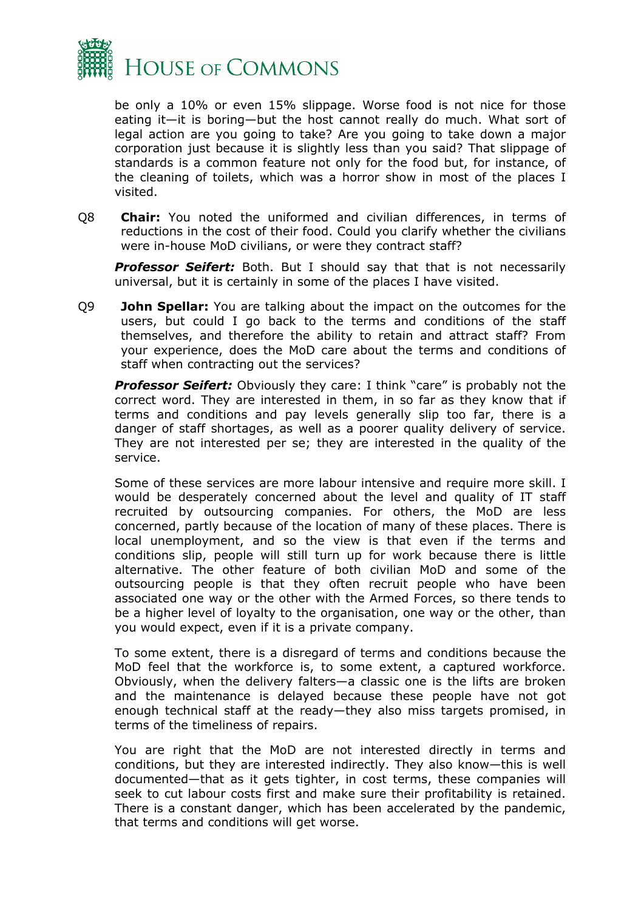be only a 10% or even 15% slippage. Worse food is not nice for those eating it—it is boring—but the host cannot really do much. What sort of legal action are you going to take? Are you going to take down a major corporation just because it is slightly less than you said? That slippage of standards is a common feature not only for the food but, for instance, of the cleaning of toilets, which was a horror show in most of the places I visited.

Q8 **Chair:** You noted the uniformed and civilian differences, in terms of reductions in the cost of their food. Could you clarify whether the civilians were in-house MoD civilians, or were they contract staff?

***Professor Seifert:*** Both. But I should say that that is not necessarily universal, but it is certainly in some of the places I have visited.

Q9 **John Spellar:** You are talking about the impact on the outcomes for the users, but could I go back to the terms and conditions of the staff themselves, and therefore the ability to retain and attract staff? From your experience, does the MoD care about the terms and conditions of staff when contracting out the services?

***Professor Seifert:*** Obviously they care: I think "care" is probably not the correct word. They are interested in them, in so far as they know that if terms and conditions and pay levels generally slip too far, there is a danger of staff shortages, as well as a poorer quality delivery of service. They are not interested per se; they are interested in the quality of the service.

Some of these services are more labour intensive and require more skill. I would be desperately concerned about the level and quality of IT staff recruited by outsourcing companies. For others, the MoD are less concerned, partly because of the location of many of these places. There is local unemployment, and so the view is that even if the terms and conditions slip, people will still turn up for work because there is little alternative. The other feature of both civilian MoD and some of the outsourcing people is that they often recruit people who have been associated one way or the other with the Armed Forces, so there tends to be a higher level of loyalty to the organisation, one way or the other, than you would expect, even if it is a private company.

To some extent, there is a disregard of terms and conditions because the MoD feel that the workforce is, to some extent, a captured workforce. Obviously, when the delivery falters—a classic one is the lifts are broken and the maintenance is delayed because these people have not got enough technical staff at the ready—they also miss targets promised, in terms of the timeliness of repairs.

You are right that the MoD are not interested directly in terms and conditions, but they are interested indirectly. They also know—this is well documented—that as it gets tighter, in cost terms, these companies will seek to cut labour costs first and make sure their profitability is retained. There is a constant danger, which has been accelerated by the pandemic, that terms and conditions will get worse.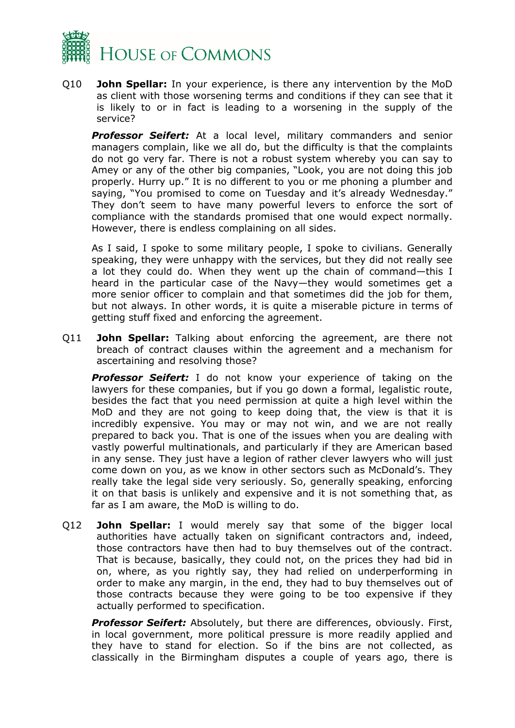Q10 **John Spellar:** In your experience, is there any intervention by the MoD as client with those worsening terms and conditions if they can see that it is likely to or in fact is leading to a worsening in the supply of the service?

***Professor Seifert:*** At a local level, military commanders and senior managers complain, like we all do, but the difficulty is that the complaints do not go very far. There is not a robust system whereby you can say to Amey or any of the other big companies, "Look, you are not doing this job properly. Hurry up." It is no different to you or me phoning a plumber and saying, "You promised to come on Tuesday and it's already Wednesday." They don't seem to have many powerful levers to enforce the sort of compliance with the standards promised that one would expect normally. However, there is endless complaining on all sides.

As I said, I spoke to some military people, I spoke to civilians. Generally speaking, they were unhappy with the services, but they did not really see a lot they could do. When they went up the chain of command—this I heard in the particular case of the Navy—they would sometimes get a more senior officer to complain and that sometimes did the job for them, but not always. In other words, it is quite a miserable picture in terms of getting stuff fixed and enforcing the agreement.

Q11 **John Spellar:** Talking about enforcing the agreement, are there not breach of contract clauses within the agreement and a mechanism for ascertaining and resolving those?

***Professor Seifert:*** I do not know your experience of taking on the lawyers for these companies, but if you go down a formal, legalistic route, besides the fact that you need permission at quite a high level within the MoD and they are not going to keep doing that, the view is that it is incredibly expensive. You may or may not win, and we are not really prepared to back you. That is one of the issues when you are dealing with vastly powerful multinationals, and particularly if they are American based in any sense. They just have a legion of rather clever lawyers who will just come down on you, as we know in other sectors such as McDonald's. They really take the legal side very seriously. So, generally speaking, enforcing it on that basis is unlikely and expensive and it is not something that, as far as I am aware, the MoD is willing to do.

Q12 **John Spellar:** I would merely say that some of the bigger local authorities have actually taken on significant contractors and, indeed, those contractors have then had to buy themselves out of the contract. That is because, basically, they could not, on the prices they had bid in on, where, as you rightly say, they had relied on underperforming in order to make any margin, in the end, they had to buy themselves out of those contracts because they were going to be too expensive if they actually performed to specification.

***Professor Seifert:*** Absolutely, but there are differences, obviously. First, in local government, more political pressure is more readily applied and they have to stand for election. So if the bins are not collected, as classically in the Birmingham disputes a couple of years ago, there is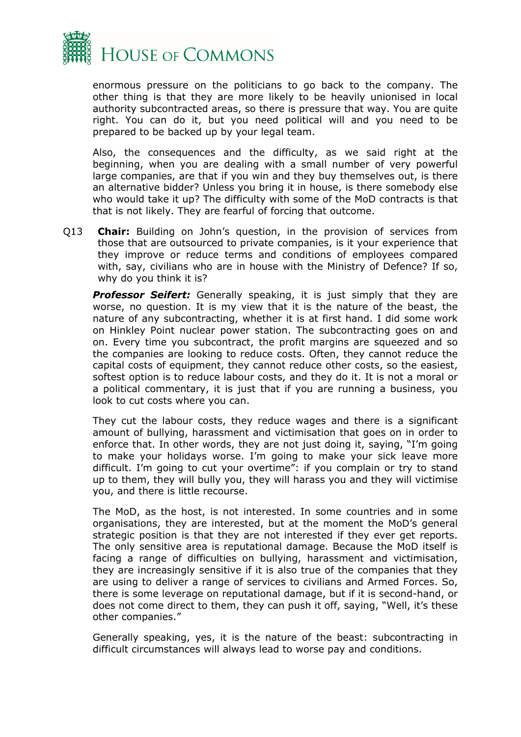enormous pressure on the politicians to go back to the company. The other thing is that they are more likely to be heavily unionised in local authority subcontracted areas, so there is pressure that way. You are quite right. You can do it, but you need political will and you need to be prepared to be backed up by your legal team.

Also, the consequences and the difficulty, as we said right at the beginning, when you are dealing with a small number of very powerful large companies, are that if you win and they buy themselves out, is there an alternative bidder? Unless you bring it in house, is there somebody else who would take it up? The difficulty with some of the MoD contracts is that that is not likely. They are fearful of forcing that outcome.

Q13 **Chair:** Building on John's question, in the provision of services from those that are outsourced to private companies, is it your experience that they improve or reduce terms and conditions of employees compared with, say, civilians who are in house with the Ministry of Defence? If so, why do you think it is?

***Professor Seifert:*** Generally speaking, it is just simply that they are worse, no question. It is my view that it is the nature of the beast, the nature of any subcontracting, whether it is at first hand. I did some work on Hinkley Point nuclear power station. The subcontracting goes on and on. Every time you subcontract, the profit margins are squeezed and so the companies are looking to reduce costs. Often, they cannot reduce the capital costs of equipment, they cannot reduce other costs, so the easiest, softest option is to reduce labour costs, and they do it. It is not a moral or a political commentary, it is just that if you are running a business, you look to cut costs where you can.

They cut the labour costs, they reduce wages and there is a significant amount of bullying, harassment and victimisation that goes on in order to enforce that. In other words, they are not just doing it, saying, "I'm going to make your holidays worse. I'm going to make your sick leave more difficult. I'm going to cut your overtime": if you complain or try to stand up to them, they will bully you, they will harass you and they will victimise you, and there is little recourse.

The MoD, as the host, is not interested. In some countries and in some organisations, they are interested, but at the moment the MoD's general strategic position is that they are not interested if they ever get reports. The only sensitive area is reputational damage. Because the MoD itself is facing a range of difficulties on bullying, harassment and victimisation, they are increasingly sensitive if it is also true of the companies that they are using to deliver a range of services to civilians and Armed Forces. So, there is some leverage on reputational damage, but if it is second-hand, or does not come direct to them, they can push it off, saying, "Well, it's these other companies."

Generally speaking, yes, it is the nature of the beast: subcontracting in difficult circumstances will always lead to worse pay and conditions.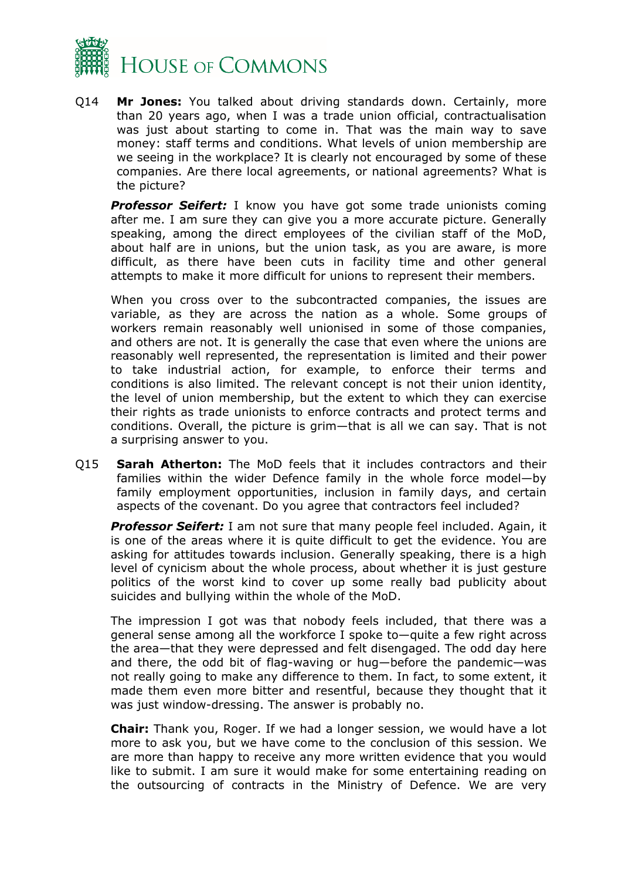Q14 **Mr Jones:** You talked about driving standards down. Certainly, more than 20 years ago, when I was a trade union official, contractualisation was just about starting to come in. That was the main way to save money: staff terms and conditions. What levels of union membership are we seeing in the workplace? It is clearly not encouraged by some of these companies. Are there local agreements, or national agreements? What is the picture?

***Professor Seifert:*** I know you have got some trade unionists coming after me. I am sure they can give you a more accurate picture. Generally speaking, among the direct employees of the civilian staff of the MoD, about half are in unions, but the union task, as you are aware, is more difficult, as there have been cuts in facility time and other general attempts to make it more difficult for unions to represent their members.

When you cross over to the subcontracted companies, the issues are variable, as they are across the nation as a whole. Some groups of workers remain reasonably well unionised in some of those companies, and others are not. It is generally the case that even where the unions are reasonably well represented, the representation is limited and their power to take industrial action, for example, to enforce their terms and conditions is also limited. The relevant concept is not their union identity, the level of union membership, but the extent to which they can exercise their rights as trade unionists to enforce contracts and protect terms and conditions. Overall, the picture is grim—that is all we can say. That is not a surprising answer to you.

Q15 **Sarah Atherton:** The MoD feels that it includes contractors and their families within the wider Defence family in the whole force model—by family employment opportunities, inclusion in family days, and certain aspects of the covenant. Do you agree that contractors feel included?

***Professor Seifert:*** I am not sure that many people feel included. Again, it is one of the areas where it is quite difficult to get the evidence. You are asking for attitudes towards inclusion. Generally speaking, there is a high level of cynicism about the whole process, about whether it is just gesture politics of the worst kind to cover up some really bad publicity about suicides and bullying within the whole of the MoD.

The impression I got was that nobody feels included, that there was a general sense among all the workforce I spoke to—quite a few right across the area—that they were depressed and felt disengaged. The odd day here and there, the odd bit of flag-waving or hug—before the pandemic—was not really going to make any difference to them. In fact, to some extent, it made them even more bitter and resentful, because they thought that it was just window-dressing. The answer is probably no.

**Chair:** Thank you, Roger. If we had a longer session, we would have a lot more to ask you, but we have come to the conclusion of this session. We are more than happy to receive any more written evidence that you would like to submit. I am sure it would make for some entertaining reading on the outsourcing of contracts in the Ministry of Defence. We are very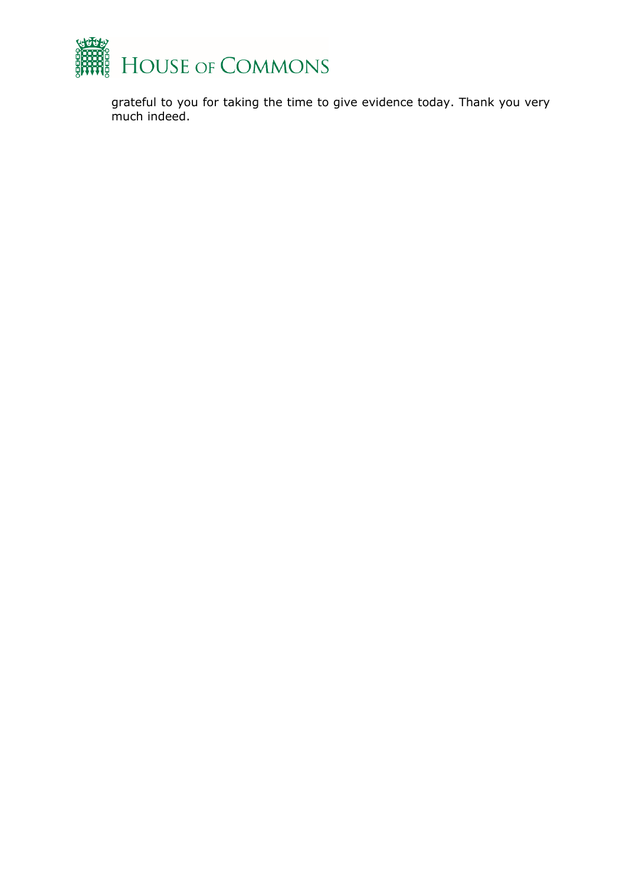grateful to you for taking the time to give evidence today. Thank you very much indeed.